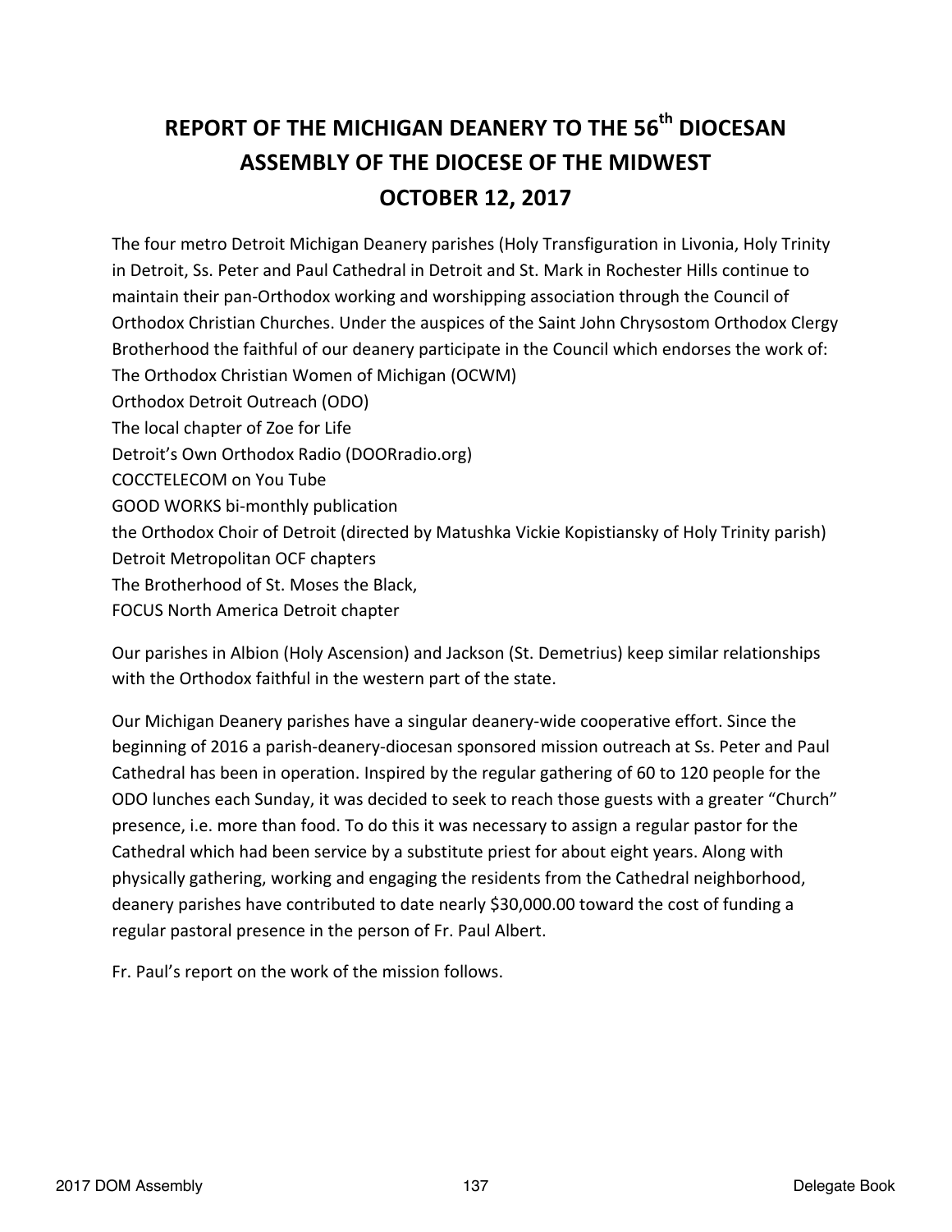# REPORT OF THE MICHIGAN DEANERY TO THE 56th DIOCESAN ASSEMBLY OF THE DIOCESE OF THE MIDWEST OCTOBER 12, 2017

The four metro Detroit Michigan Deanery parishes (Holy Transfiguration in Livonia, Holy Trinity in Detroit, Ss. Peter and Paul Cathedral in Detroit and St. Mark in Rochester Hills continue to maintain their pan-Orthodox working and worshipping association through the Council of Orthodox Christian Churches. Under the auspices of the Saint John Chrysostom Orthodox Clergy Brotherhood the faithful of our deanery participate in the Council which endorses the work of:
The Orthodox Christian Women of Michigan (OCWM)
Orthodox Detroit Outreach (ODO)
The local chapter of Zoe for Life
Detroit's Own Orthodox Radio (DOORradio.org)
COCCTELECOM on You Tube
GOOD WORKS bi-monthly publication
the Orthodox Choir of Detroit (directed by Matushka Vickie Kopistiansky of Holy Trinity parish)
Detroit Metropolitan OCF chapters
The Brotherhood of St. Moses the Black,
FOCUS North America Detroit chapter

Our parishes in Albion (Holy Ascension) and Jackson (St. Demetrius) keep similar relationships with the Orthodox faithful in the western part of the state.

Our Michigan Deanery parishes have a singular deanery-wide cooperative effort. Since the beginning of 2016 a parish-deanery-diocesan sponsored mission outreach at Ss. Peter and Paul Cathedral has been in operation. Inspired by the regular gathering of 60 to 120 people for the ODO lunches each Sunday, it was decided to seek to reach those guests with a greater "Church" presence, i.e. more than food. To do this it was necessary to assign a regular pastor for the Cathedral which had been service by a substitute priest for about eight years. Along with physically gathering, working and engaging the residents from the Cathedral neighborhood, deanery parishes have contributed to date nearly $30,000.00 toward the cost of funding a regular pastoral presence in the person of Fr. Paul Albert.

Fr. Paul's report on the work of the mission follows.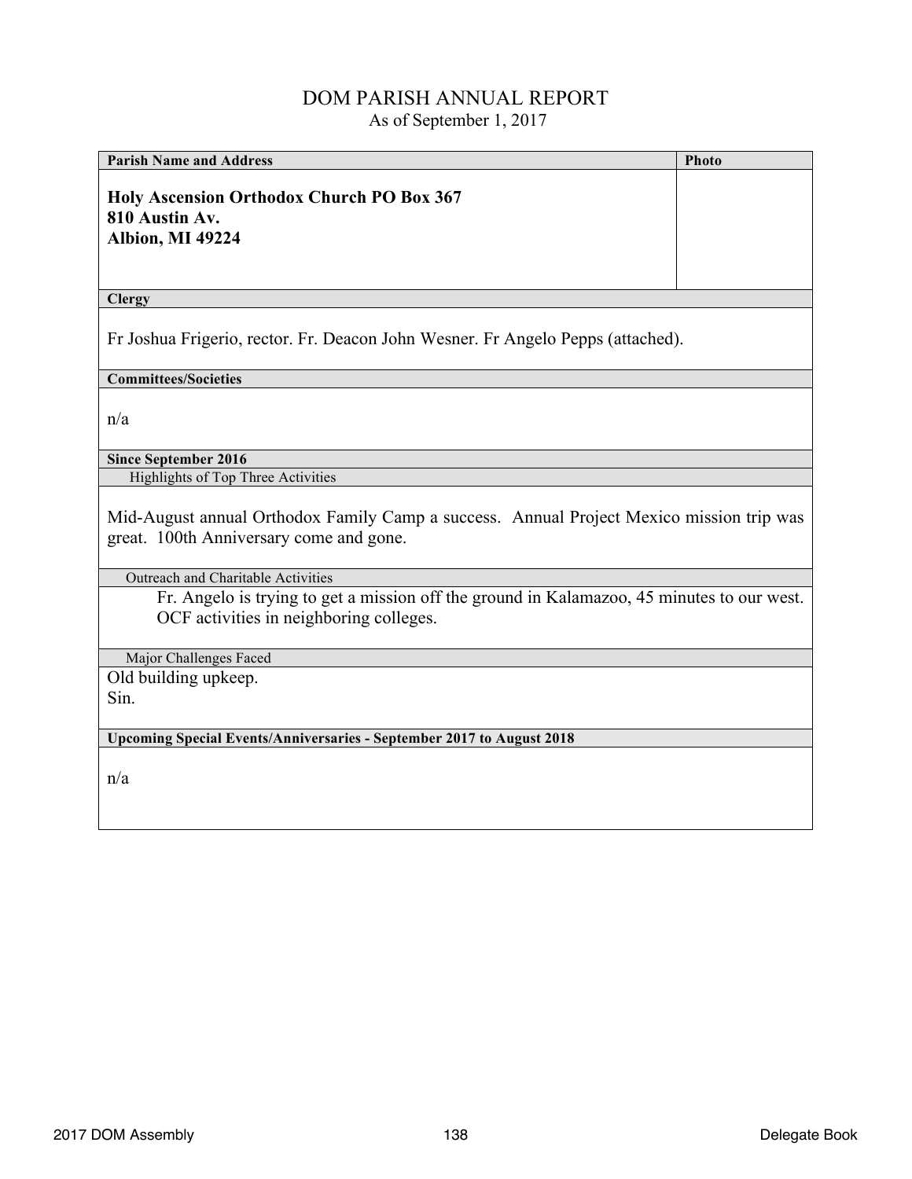# DOM PARISH ANNUAL REPORT

As of September 1, 2017

**Parish Name and Address**

**Photo**

**Holy Ascension Orthodox Church PO Box 367**
**810 Austin Av.**
**Albion, MI 49224**

**Clergy**

Fr Joshua Frigerio, rector. Fr. Deacon John Wesner. Fr Angelo Pepps (attached).

**Committees/Societies**

n/a

**Since September 2016**

Highlights of Top Three Activities

Mid-August annual Orthodox Family Camp a success. Annual Project Mexico mission trip was great. 100th Anniversary come and gone.

Outreach and Charitable Activities

Fr. Angelo is trying to get a mission off the ground in Kalamazoo, 45 minutes to our west. OCF activities in neighboring colleges.

Major Challenges Faced

Old building upkeep.
Sin.

**Upcoming Special Events/Anniversaries - September 2017 to August 2018**

n/a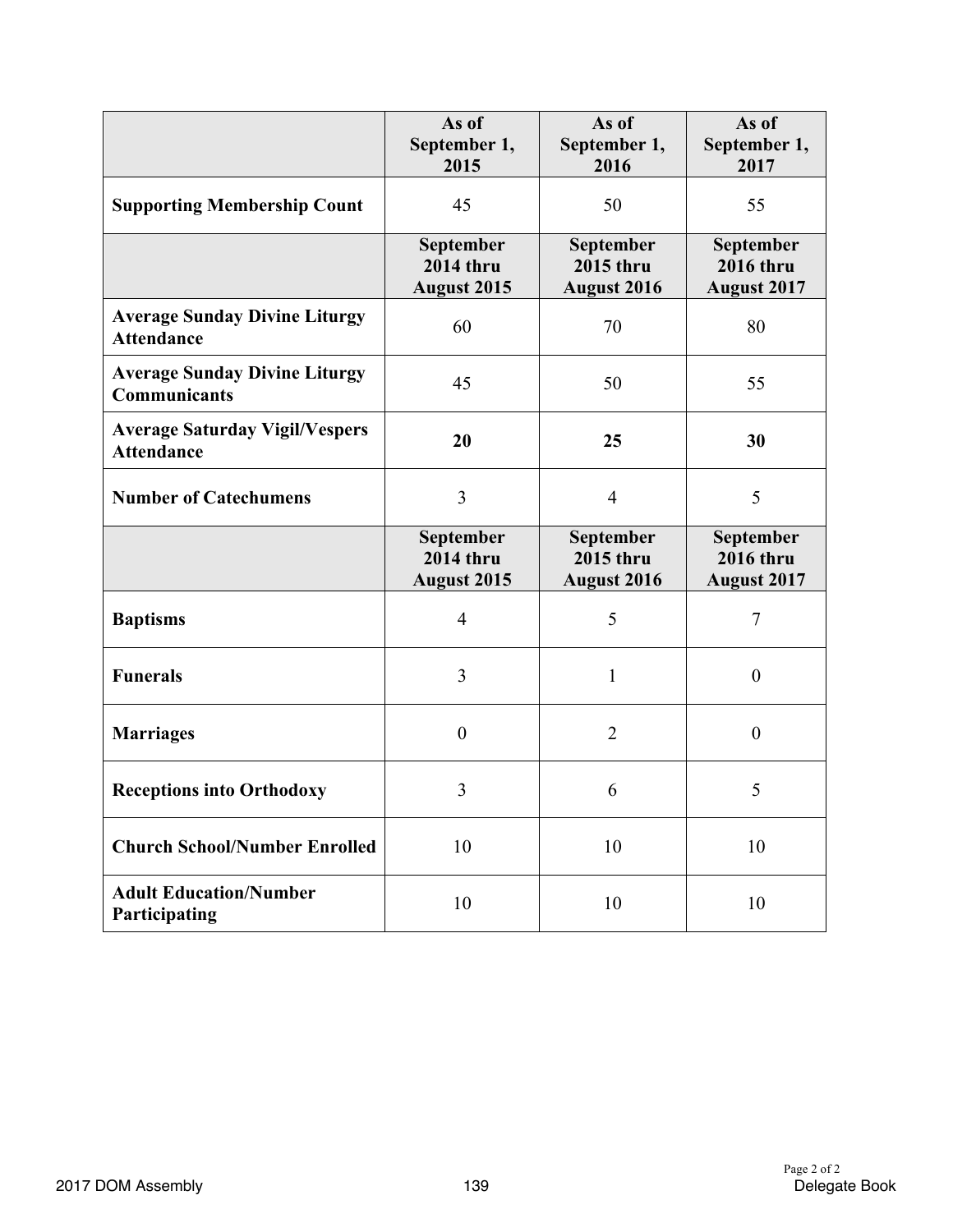| | As of September 1, 2015 | As of September 1, 2016 | As of September 1, 2017 |
|---|---|---|---|
| **Supporting Membership Count** | 45 | 50 | 55 |
| | **September 2014 thru August 2015** | **September 2015 thru August 2016** | **September 2016 thru August 2017** |
| **Average Sunday Divine Liturgy Attendance** | 60 | 70 | 80 |
| **Average Sunday Divine Liturgy Communicants** | 45 | 50 | 55 |
| **Average Saturday Vigil/Vespers Attendance** | **20** | **25** | **30** |
| **Number of Catechumens** | 3 | 4 | 5 |
| | **September 2014 thru August 2015** | **September 2015 thru August 2016** | **September 2016 thru August 2017** |
| **Baptisms** | 4 | 5 | 7 |
| **Funerals** | 3 | 1 | 0 |
| **Marriages** | 0 | 2 | 0 |
| **Receptions into Orthodoxy** | 3 | 6 | 5 |
| **Church School/Number Enrolled** | 10 | 10 | 10 |
| **Adult Education/Number Participating** | 10 | 10 | 10 |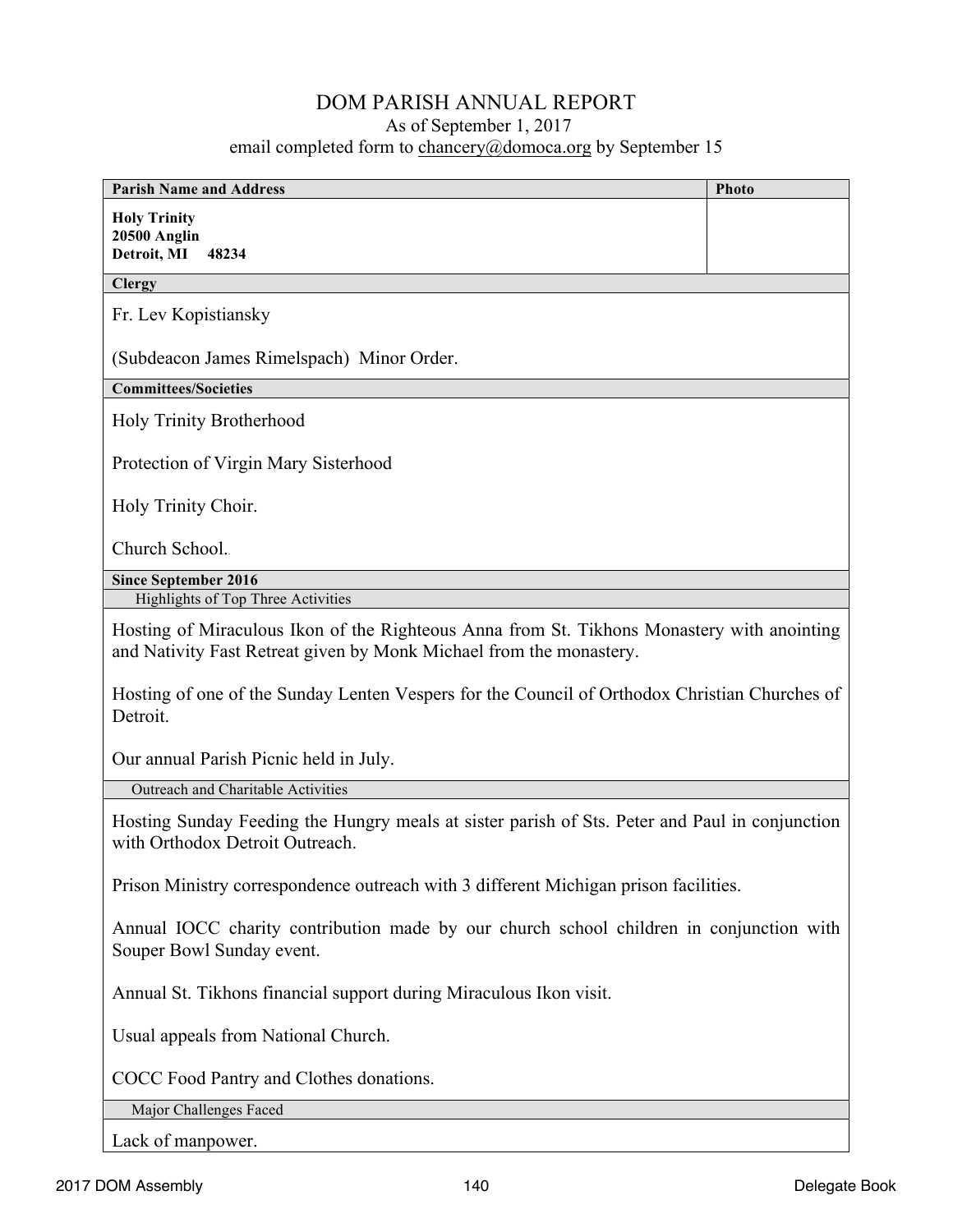# DOM PARISH ANNUAL REPORT

As of September 1, 2017

email completed form to chancery@domoca.org by September 15

| Parish Name and Address | Photo |
| --- | --- |
| **Holy Trinity**<br>**20500 Anglin**<br>**Detroit, MI 48234** | |

**Clergy**

Fr. Lev Kopistiansky

(Subdeacon James Rimelspach) Minor Order.

**Committees/Societies**

Holy Trinity Brotherhood

Protection of Virgin Mary Sisterhood

Holy Trinity Choir.

Church School..

**Since September 2016**

Highlights of Top Three Activities

Hosting of Miraculous Ikon of the Righteous Anna from St. Tikhons Monastery with anointing and Nativity Fast Retreat given by Monk Michael from the monastery.

Hosting of one of the Sunday Lenten Vespers for the Council of Orthodox Christian Churches of Detroit.

Our annual Parish Picnic held in July.

Outreach and Charitable Activities

Hosting Sunday Feeding the Hungry meals at sister parish of Sts. Peter and Paul in conjunction with Orthodox Detroit Outreach.

Prison Ministry correspondence outreach with 3 different Michigan prison facilities.

Annual IOCC charity contribution made by our church school children in conjunction with Souper Bowl Sunday event.

Annual St. Tikhons financial support during Miraculous Ikon visit.

Usual appeals from National Church.

COCC Food Pantry and Clothes donations.

Major Challenges Faced

Lack of manpower.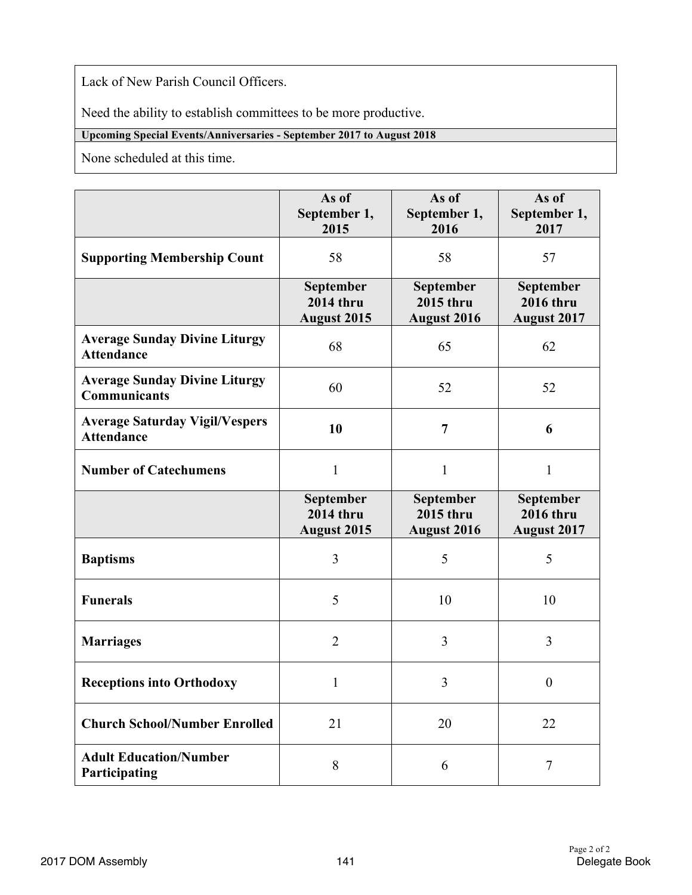Lack of New Parish Council Officers.

Need the ability to establish committees to be more productive.

**Upcoming Special Events/Anniversaries - September 2017 to August 2018**

None scheduled at this time.

| | As of September 1, 2015 | As of September 1, 2016 | As of September 1, 2017 |
|---|---|---|---|
| **Supporting Membership Count** | 58 | 58 | 57 |
| | **September 2014 thru August 2015** | **September 2015 thru August 2016** | **September 2016 thru August 2017** |
| **Average Sunday Divine Liturgy Attendance** | 68 | 65 | 62 |
| **Average Sunday Divine Liturgy Communicants** | 60 | 52 | 52 |
| **Average Saturday Vigil/Vespers Attendance** | **10** | **7** | **6** |
| **Number of Catechumens** | 1 | 1 | 1 |
| | **September 2014 thru August 2015** | **September 2015 thru August 2016** | **September 2016 thru August 2017** |
| **Baptisms** | 3 | 5 | 5 |
| **Funerals** | 5 | 10 | 10 |
| **Marriages** | 2 | 3 | 3 |
| **Receptions into Orthodoxy** | 1 | 3 | 0 |
| **Church School/Number Enrolled** | 21 | 20 | 22 |
| **Adult Education/Number Participating** | 8 | 6 | 7 |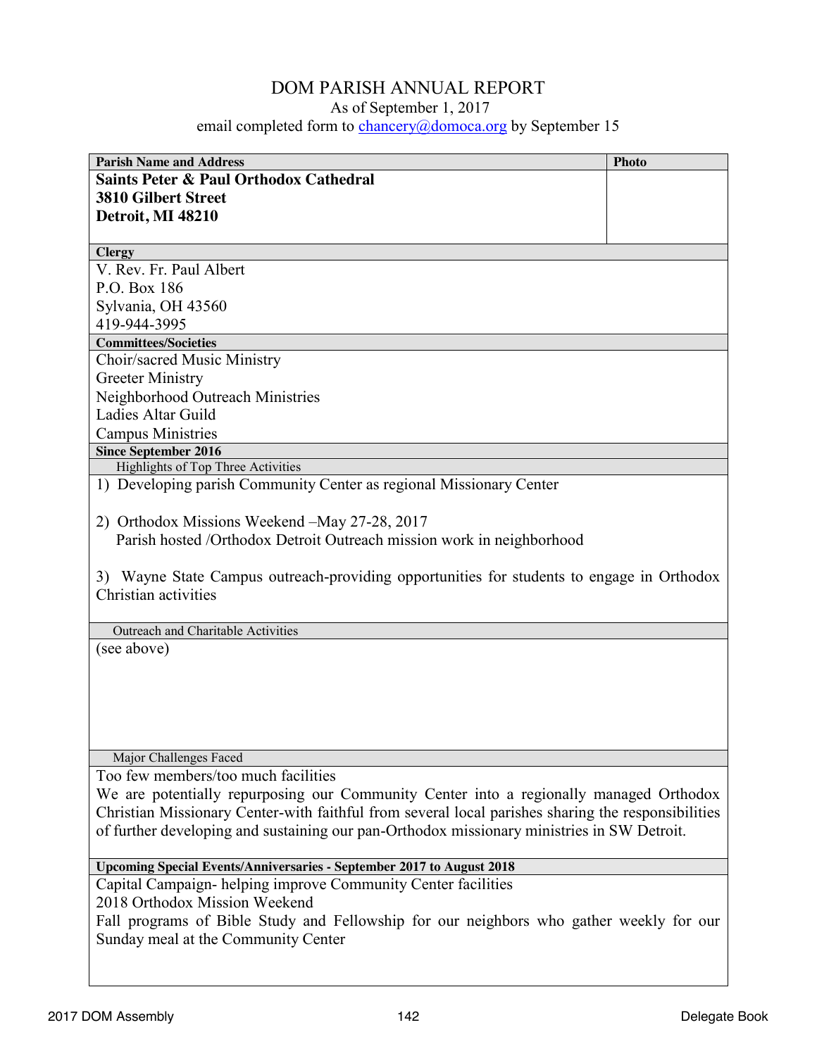# DOM PARISH ANNUAL REPORT

As of September 1, 2017

email completed form to chancery@domoca.org by September 15

| Parish Name and Address | Photo |
|---|---|
| **Saints Peter & Paul Orthodox Cathedral**<br>**3810 Gilbert Street**<br>**Detroit, MI 48210** | |

**Clergy**

V. Rev. Fr. Paul Albert
P.O. Box 186
Sylvania, OH 43560
419-944-3995

**Committees/Societies**

Choir/sacred Music Ministry
Greeter Ministry
Neighborhood Outreach Ministries
Ladies Altar Guild
Campus Ministries

**Since September 2016**

Highlights of Top Three Activities

1) Developing parish Community Center as regional Missionary Center

2) Orthodox Missions Weekend –May 27-28, 2017
   Parish hosted /Orthodox Detroit Outreach mission work in neighborhood

3) Wayne State Campus outreach-providing opportunities for students to engage in Orthodox Christian activities

Outreach and Charitable Activities

(see above)

Major Challenges Faced

Too few members/too much facilities
We are potentially repurposing our Community Center into a regionally managed Orthodox Christian Missionary Center-with faithful from several local parishes sharing the responsibilities of further developing and sustaining our pan-Orthodox missionary ministries in SW Detroit.

**Upcoming Special Events/Anniversaries - September 2017 to August 2018**

Capital Campaign- helping improve Community Center facilities
2018 Orthodox Mission Weekend
Fall programs of Bible Study and Fellowship for our neighbors who gather weekly for our Sunday meal at the Community Center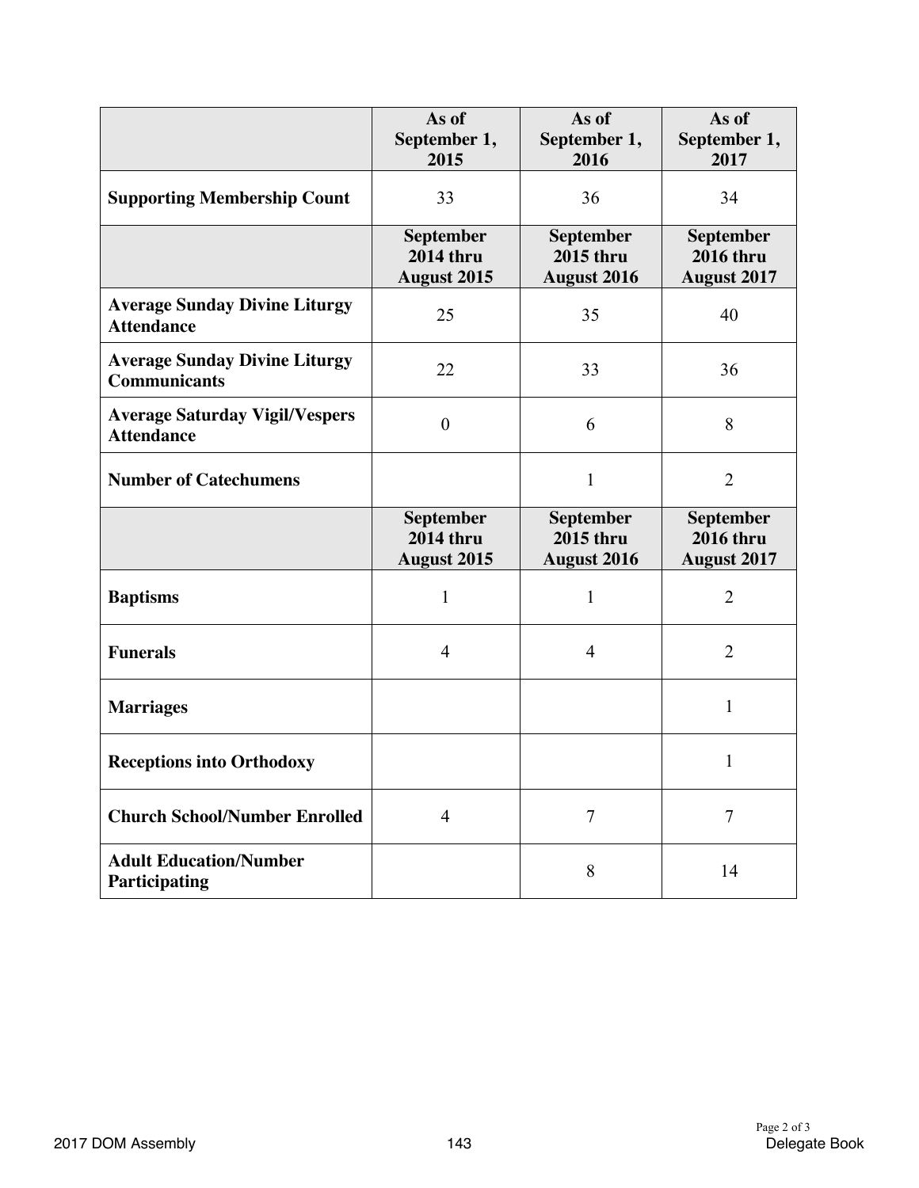| | As of September 1, 2015 | As of September 1, 2016 | As of September 1, 2017 |
|---|---|---|---|
| **Supporting Membership Count** | 33 | 36 | 34 |
| | **September 2014 thru August 2015** | **September 2015 thru August 2016** | **September 2016 thru August 2017** |
| **Average Sunday Divine Liturgy Attendance** | 25 | 35 | 40 |
| **Average Sunday Divine Liturgy Communicants** | 22 | 33 | 36 |
| **Average Saturday Vigil/Vespers Attendance** | 0 | 6 | 8 |
| **Number of Catechumens** | | 1 | 2 |
| | **September 2014 thru August 2015** | **September 2015 thru August 2016** | **September 2016 thru August 2017** |
| **Baptisms** | 1 | 1 | 2 |
| **Funerals** | 4 | 4 | 2 |
| **Marriages** | | | 1 |
| **Receptions into Orthodoxy** | | | 1 |
| **Church School/Number Enrolled** | 4 | 7 | 7 |
| **Adult Education/Number Participating** | | 8 | 14 |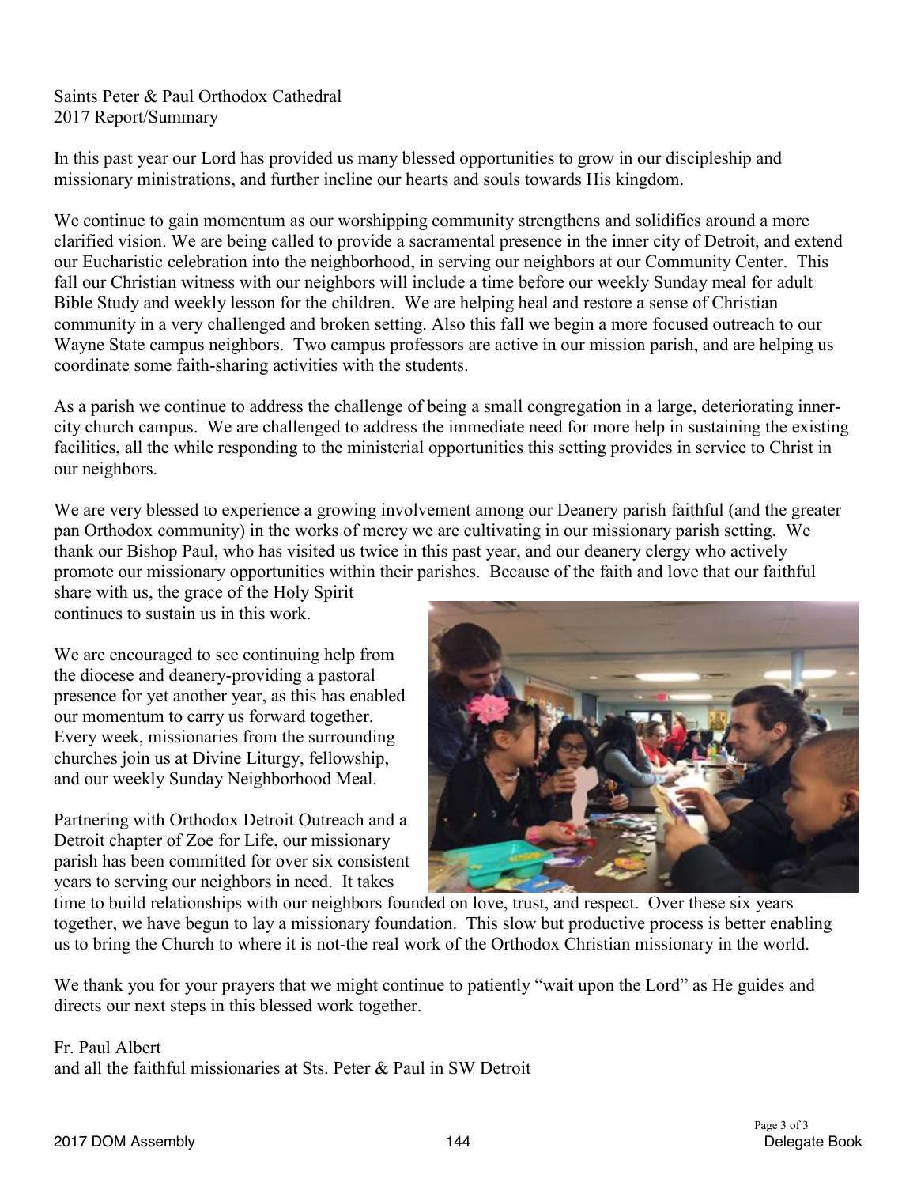Saints Peter & Paul Orthodox Cathedral
2017 Report/Summary

In this past year our Lord has provided us many blessed opportunities to grow in our discipleship and missionary ministrations, and further incline our hearts and souls towards His kingdom.

We continue to gain momentum as our worshipping community strengthens and solidifies around a more clarified vision. We are being called to provide a sacramental presence in the inner city of Detroit, and extend our Eucharistic celebration into the neighborhood, in serving our neighbors at our Community Center. This fall our Christian witness with our neighbors will include a time before our weekly Sunday meal for adult Bible Study and weekly lesson for the children. We are helping heal and restore a sense of Christian community in a very challenged and broken setting. Also this fall we begin a more focused outreach to our Wayne State campus neighbors. Two campus professors are active in our mission parish, and are helping us coordinate some faith-sharing activities with the students.

As a parish we continue to address the challenge of being a small congregation in a large, deteriorating inner-city church campus. We are challenged to address the immediate need for more help in sustaining the existing facilities, all the while responding to the ministerial opportunities this setting provides in service to Christ in our neighbors.

We are very blessed to experience a growing involvement among our Deanery parish faithful (and the greater pan Orthodox community) in the works of mercy we are cultivating in our missionary parish setting. We thank our Bishop Paul, who has visited us twice in this past year, and our deanery clergy who actively promote our missionary opportunities within their parishes. Because of the faith and love that our faithful share with us, the grace of the Holy Spirit continues to sustain us in this work.

We are encouraged to see continuing help from the diocese and deanery-providing a pastoral presence for yet another year, as this has enabled our momentum to carry us forward together. Every week, missionaries from the surrounding churches join us at Divine Liturgy, fellowship, and our weekly Sunday Neighborhood Meal.

Partnering with Orthodox Detroit Outreach and a Detroit chapter of Zoe for Life, our missionary parish has been committed for over six consistent years to serving our neighbors in need. It takes time to build relationships with our neighbors founded on love, trust, and respect. Over these six years together, we have begun to lay a missionary foundation. This slow but productive process is better enabling us to bring the Church to where it is not-the real work of the Orthodox Christian missionary in the world.

We thank you for your prayers that we might continue to patiently "wait upon the Lord" as He guides and directs our next steps in this blessed work together.

Fr. Paul Albert
and all the faithful missionaries at Sts. Peter & Paul in SW Detroit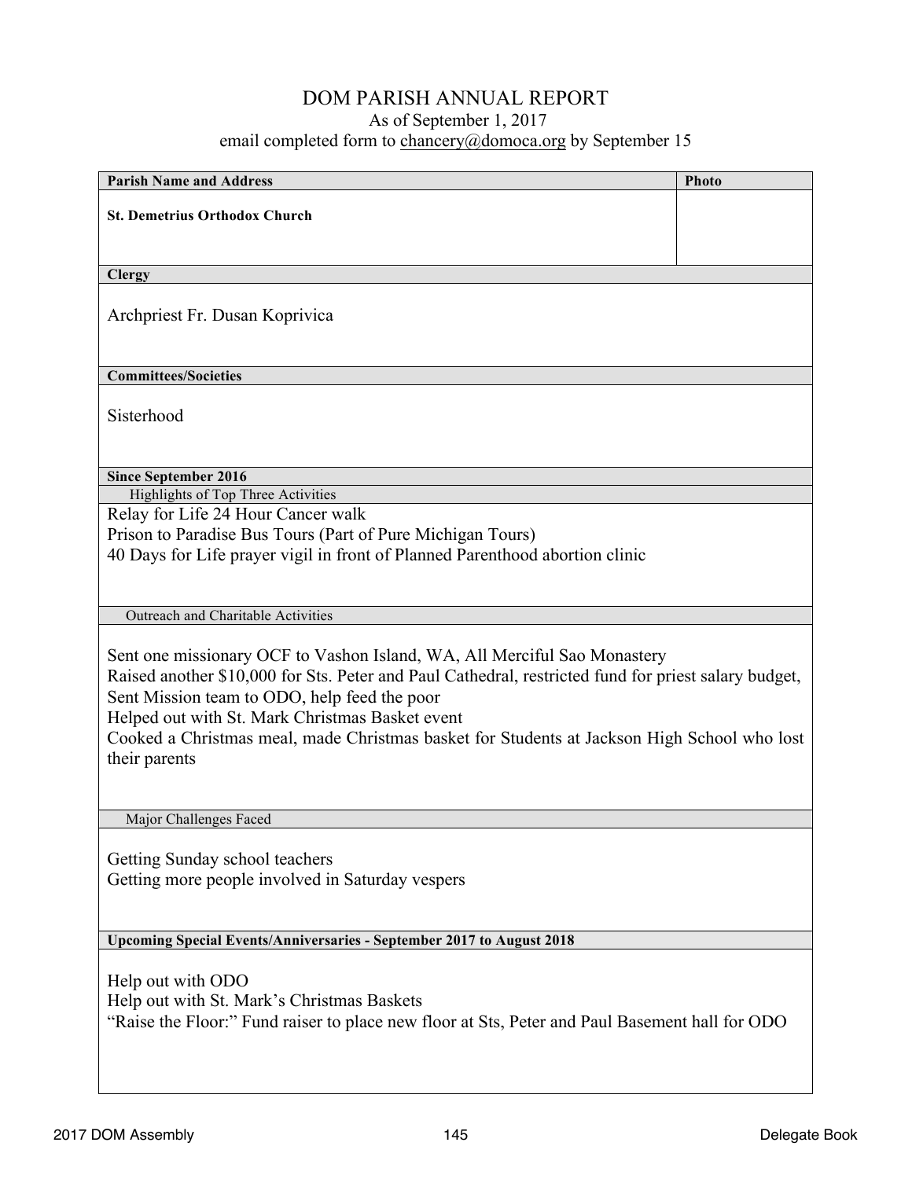# DOM PARISH ANNUAL REPORT

As of September 1, 2017

email completed form to chancery@domoca.org by September 15

| **Parish Name and Address** | **Photo** |
|---|---|
| **St. Demetrius Orthodox Church** | |

**Clergy**

Archpriest Fr. Dusan Koprivica

**Committees/Societies**

Sisterhood

**Since September 2016**

Highlights of Top Three Activities

Relay for Life 24 Hour Cancer walk
Prison to Paradise Bus Tours (Part of Pure Michigan Tours)
40 Days for Life prayer vigil in front of Planned Parenthood abortion clinic

Outreach and Charitable Activities

Sent one missionary OCF to Vashon Island, WA, All Merciful Sao Monastery
Raised another $10,000 for Sts. Peter and Paul Cathedral, restricted fund for priest salary budget,
Sent Mission team to ODO, help feed the poor
Helped out with St. Mark Christmas Basket event
Cooked a Christmas meal, made Christmas basket for Students at Jackson High School who lost their parents

Major Challenges Faced

Getting Sunday school teachers
Getting more people involved in Saturday vespers

**Upcoming Special Events/Anniversaries - September 2017 to August 2018**

Help out with ODO
Help out with St. Mark's Christmas Baskets
"Raise the Floor:" Fund raiser to place new floor at Sts, Peter and Paul Basement hall for ODO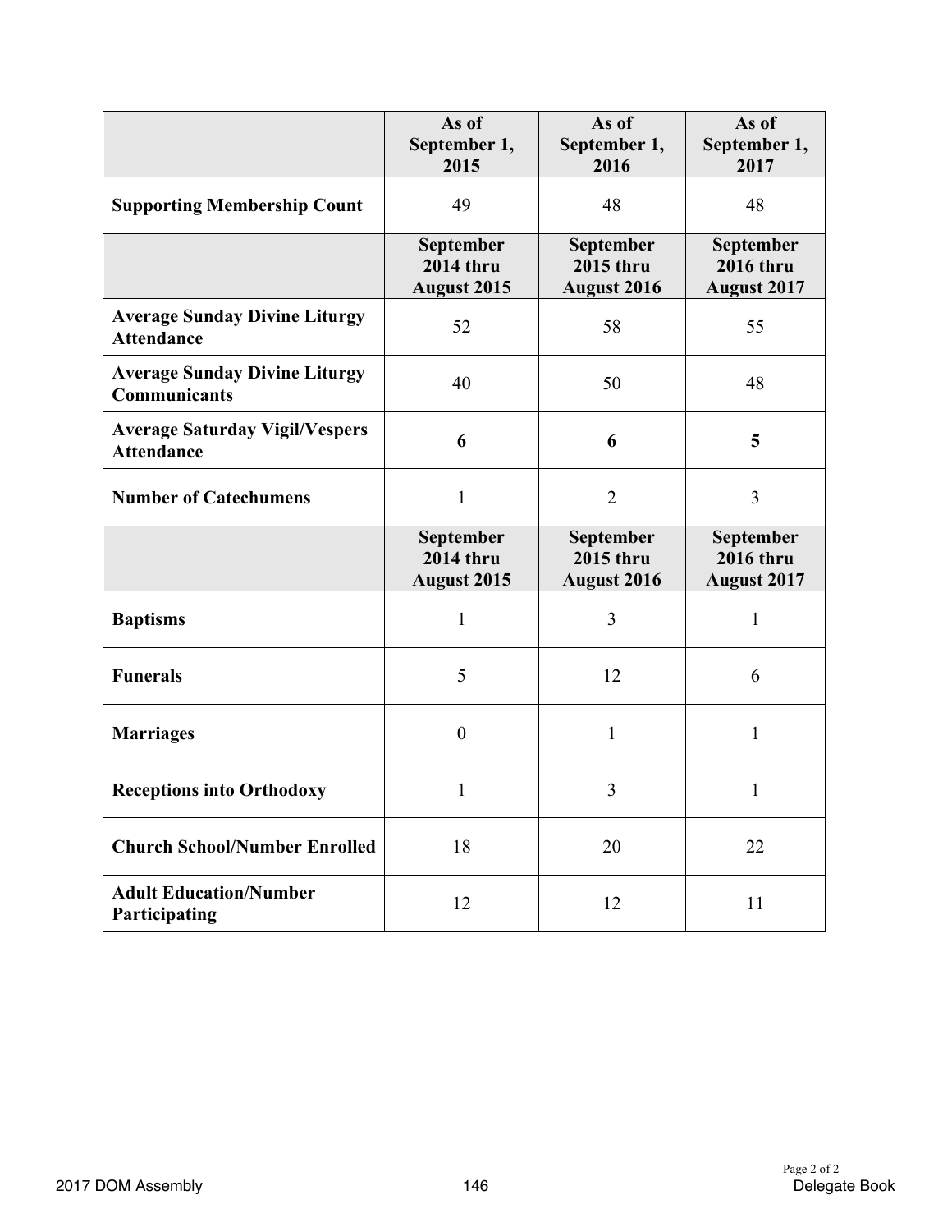| | As of September 1, 2015 | As of September 1, 2016 | As of September 1, 2017 |
|---|---|---|---|
| **Supporting Membership Count** | 49 | 48 | 48 |
| | **September 2014 thru August 2015** | **September 2015 thru August 2016** | **September 2016 thru August 2017** |
| **Average Sunday Divine Liturgy Attendance** | 52 | 58 | 55 |
| **Average Sunday Divine Liturgy Communicants** | 40 | 50 | 48 |
| **Average Saturday Vigil/Vespers Attendance** | **6** | **6** | **5** |
| **Number of Catechumens** | 1 | 2 | 3 |
| | **September 2014 thru August 2015** | **September 2015 thru August 2016** | **September 2016 thru August 2017** |
| **Baptisms** | 1 | 3 | 1 |
| **Funerals** | 5 | 12 | 6 |
| **Marriages** | 0 | 1 | 1 |
| **Receptions into Orthodoxy** | 1 | 3 | 1 |
| **Church School/Number Enrolled** | 18 | 20 | 22 |
| **Adult Education/Number Participating** | 12 | 12 | 11 |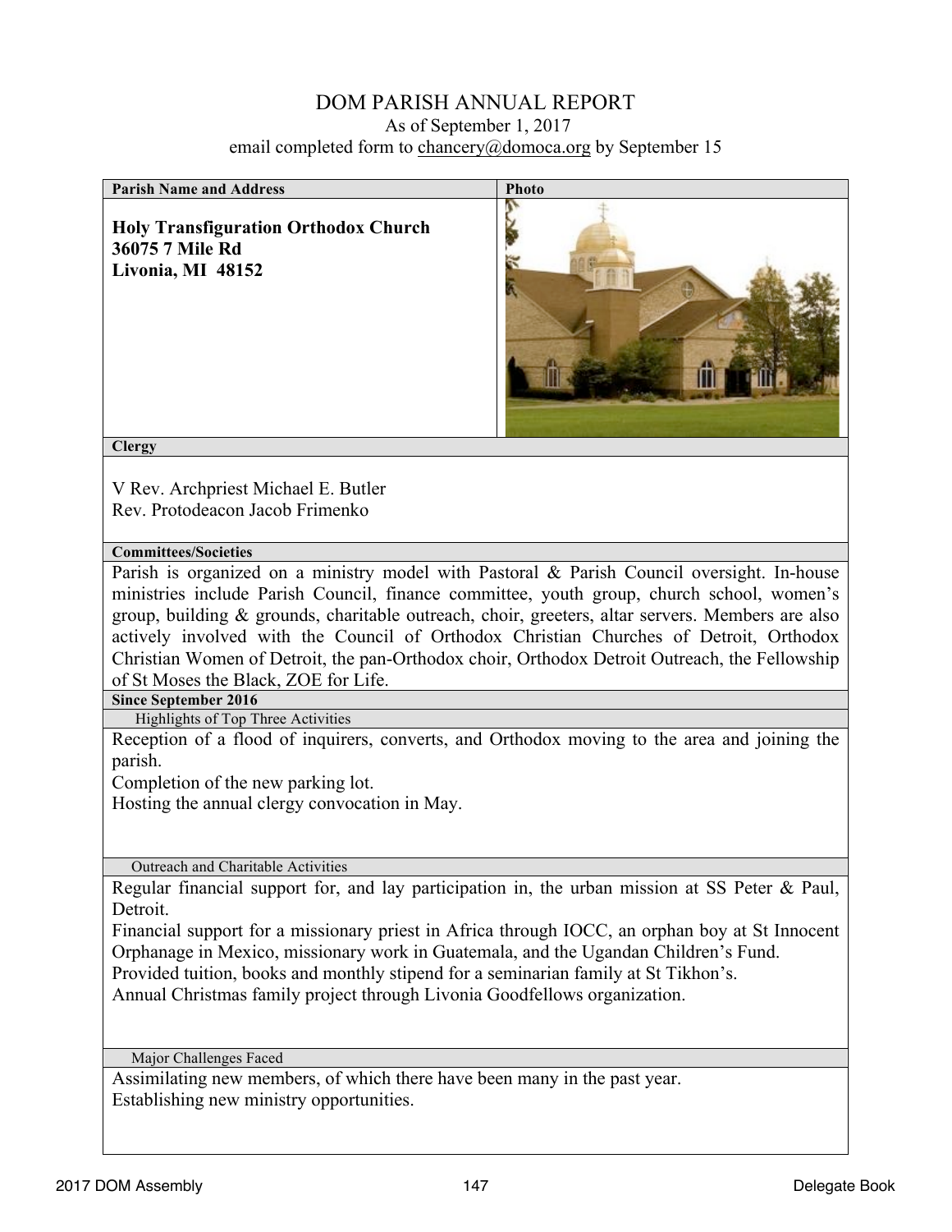# DOM PARISH ANNUAL REPORT

As of September 1, 2017

email completed form to chancery@domoca.org by September 15

**Parish Name and Address**

**Holy Transfiguration Orthodox Church**
**36075 7 Mile Rd**
**Livonia, MI 48152**

**Photo**

**Clergy**

V Rev. Archpriest Michael E. Butler
Rev. Protodeacon Jacob Frimenko

**Committees/Societies**

Parish is organized on a ministry model with Pastoral & Parish Council oversight. In-house ministries include Parish Council, finance committee, youth group, church school, women's group, building & grounds, charitable outreach, choir, greeters, altar servers. Members are also actively involved with the Council of Orthodox Christian Churches of Detroit, Orthodox Christian Women of Detroit, the pan-Orthodox choir, Orthodox Detroit Outreach, the Fellowship of St Moses the Black, ZOE for Life.

**Since September 2016**

Highlights of Top Three Activities

Reception of a flood of inquirers, converts, and Orthodox moving to the area and joining the parish.
Completion of the new parking lot.
Hosting the annual clergy convocation in May.

Outreach and Charitable Activities

Regular financial support for, and lay participation in, the urban mission at SS Peter & Paul, Detroit.
Financial support for a missionary priest in Africa through IOCC, an orphan boy at St Innocent Orphanage in Mexico, missionary work in Guatemala, and the Ugandan Children's Fund.
Provided tuition, books and monthly stipend for a seminarian family at St Tikhon's.
Annual Christmas family project through Livonia Goodfellows organization.

Major Challenges Faced

Assimilating new members, of which there have been many in the past year.
Establishing new ministry opportunities.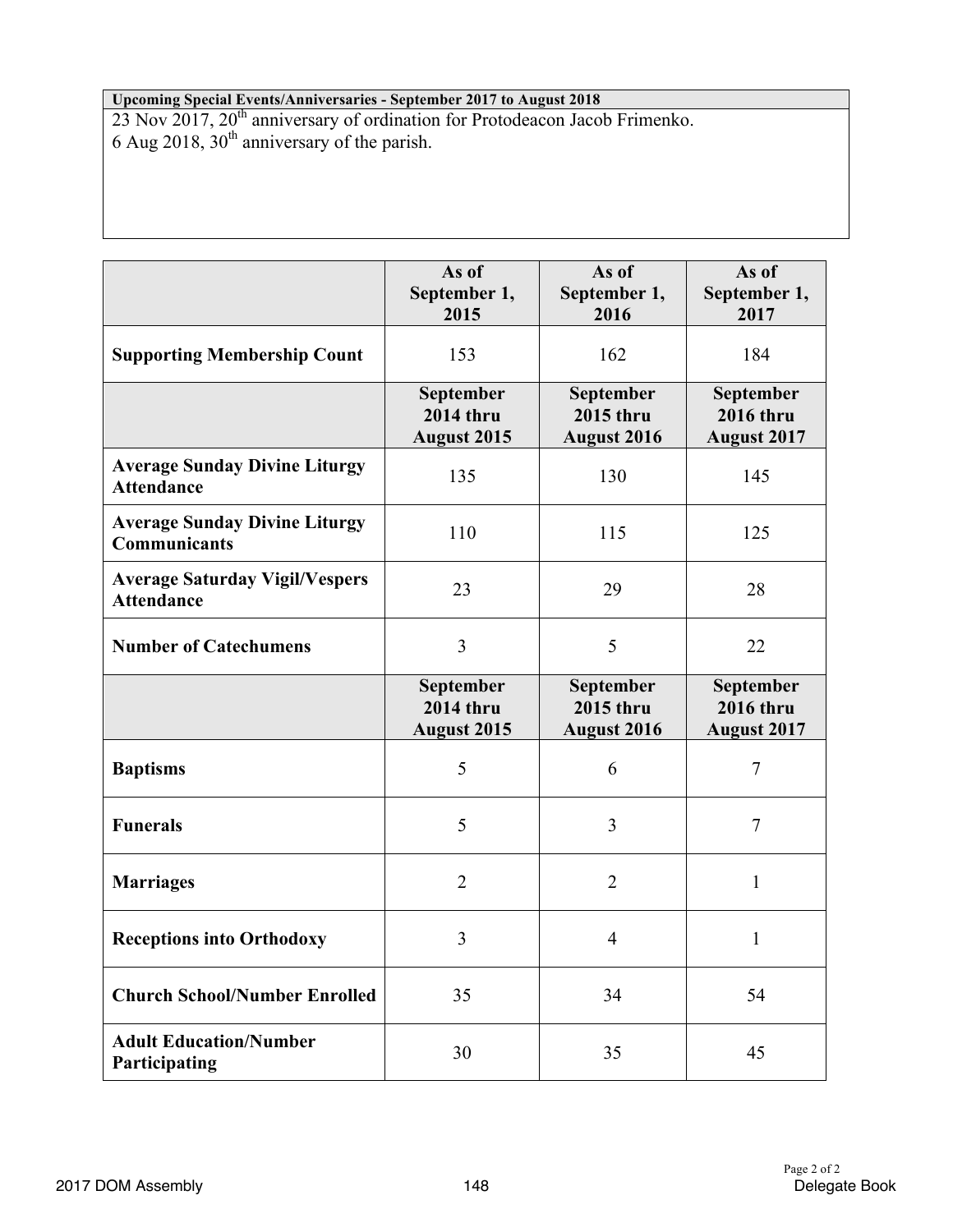**Upcoming Special Events/Anniversaries - September 2017 to August 2018**

23 Nov 2017, 20th anniversary of ordination for Protodeacon Jacob Frimenko.
6 Aug 2018, 30th anniversary of the parish.

| | As of September 1, 2015 | As of September 1, 2016 | As of September 1, 2017 |
|---|---|---|---|
| **Supporting Membership Count** | 153 | 162 | 184 |
| | **September 2014 thru August 2015** | **September 2015 thru August 2016** | **September 2016 thru August 2017** |
| **Average Sunday Divine Liturgy Attendance** | 135 | 130 | 145 |
| **Average Sunday Divine Liturgy Communicants** | 110 | 115 | 125 |
| **Average Saturday Vigil/Vespers Attendance** | 23 | 29 | 28 |
| **Number of Catechumens** | 3 | 5 | 22 |
| | **September 2014 thru August 2015** | **September 2015 thru August 2016** | **September 2016 thru August 2017** |
| **Baptisms** | 5 | 6 | 7 |
| **Funerals** | 5 | 3 | 7 |
| **Marriages** | 2 | 2 | 1 |
| **Receptions into Orthodoxy** | 3 | 4 | 1 |
| **Church School/Number Enrolled** | 35 | 34 | 54 |
| **Adult Education/Number Participating** | 30 | 35 | 45 |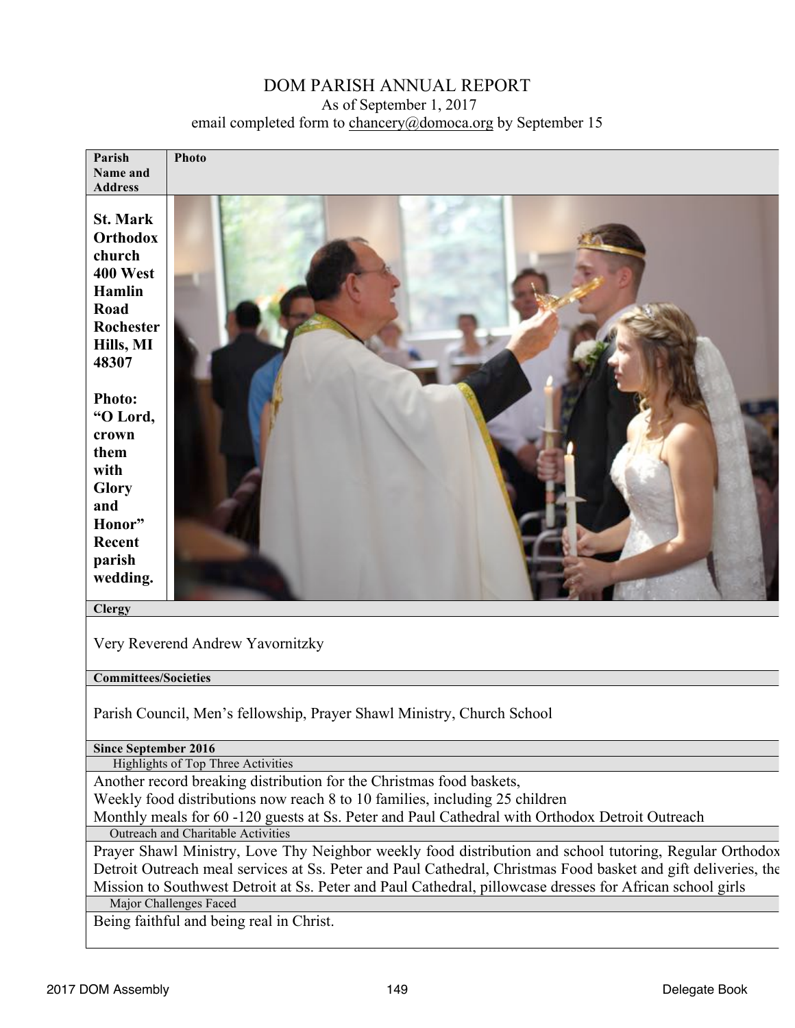# DOM PARISH ANNUAL REPORT

As of September 1, 2017

email completed form to chancery@domoca.org by September 15

| Parish Name and Address | Photo |
| --- | --- |
| **St. Mark Orthodox church 400 West Hamlin Road Rochester Hills, MI 48307** <br><br> **Photo: "O Lord, crown them with Glory and Honor" Recent parish wedding.** | |

**Clergy**

Very Reverend Andrew Yavornitzky

**Committees/Societies**

Parish Council, Men's fellowship, Prayer Shawl Ministry, Church School

**Since September 2016**

Highlights of Top Three Activities

Another record breaking distribution for the Christmas food baskets,
Weekly food distributions now reach 8 to 10 families, including 25 children
Monthly meals for 60 -120 guests at Ss. Peter and Paul Cathedral with Orthodox Detroit Outreach

Outreach and Charitable Activities

Prayer Shawl Ministry, Love Thy Neighbor weekly food distribution and school tutoring, Regular Orthodox Detroit Outreach meal services at Ss. Peter and Paul Cathedral, Christmas Food basket and gift deliveries, the Mission to Southwest Detroit at Ss. Peter and Paul Cathedral, pillowcase dresses for African school girls

Major Challenges Faced

Being faithful and being real in Christ.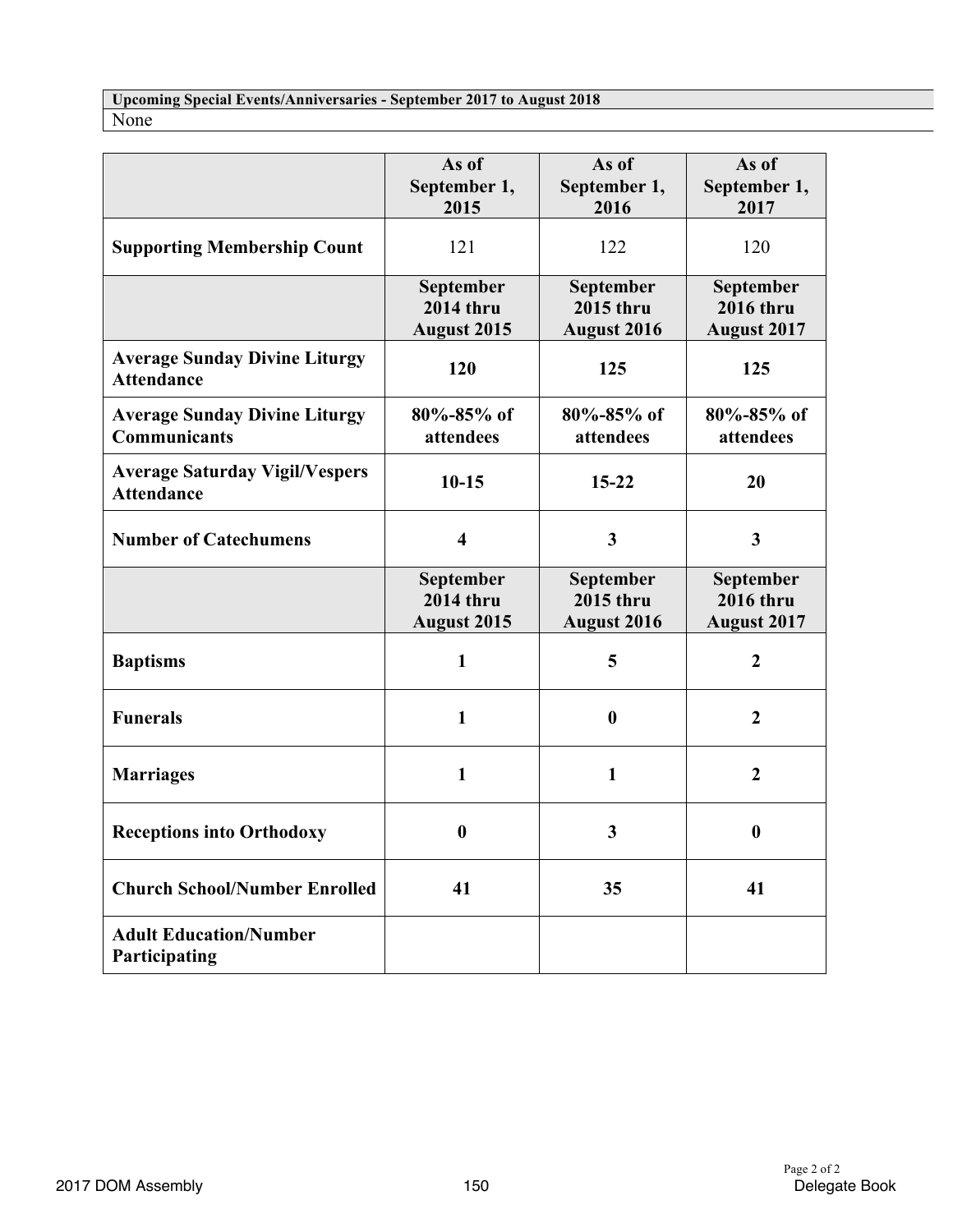**Upcoming Special Events/Anniversaries - September 2017 to August 2018**

None

| | As of September 1, 2015 | As of September 1, 2016 | As of September 1, 2017 |
|---|---|---|---|
| **Supporting Membership Count** | 121 | 122 | 120 |
| | **September 2014 thru August 2015** | **September 2015 thru August 2016** | **September 2016 thru August 2017** |
| **Average Sunday Divine Liturgy Attendance** | **120** | **125** | **125** |
| **Average Sunday Divine Liturgy Communicants** | **80%-85% of attendees** | **80%-85% of attendees** | **80%-85% of attendees** |
| **Average Saturday Vigil/Vespers Attendance** | **10-15** | **15-22** | **20** |
| **Number of Catechumens** | **4** | **3** | **3** |
| | **September 2014 thru August 2015** | **September 2015 thru August 2016** | **September 2016 thru August 2017** |
| **Baptisms** | **1** | **5** | **2** |
| **Funerals** | **1** | **0** | **2** |
| **Marriages** | **1** | **1** | **2** |
| **Receptions into Orthodoxy** | **0** | **3** | **0** |
| **Church School/Number Enrolled** | **41** | **35** | **41** |
| **Adult Education/Number Participating** | | | |